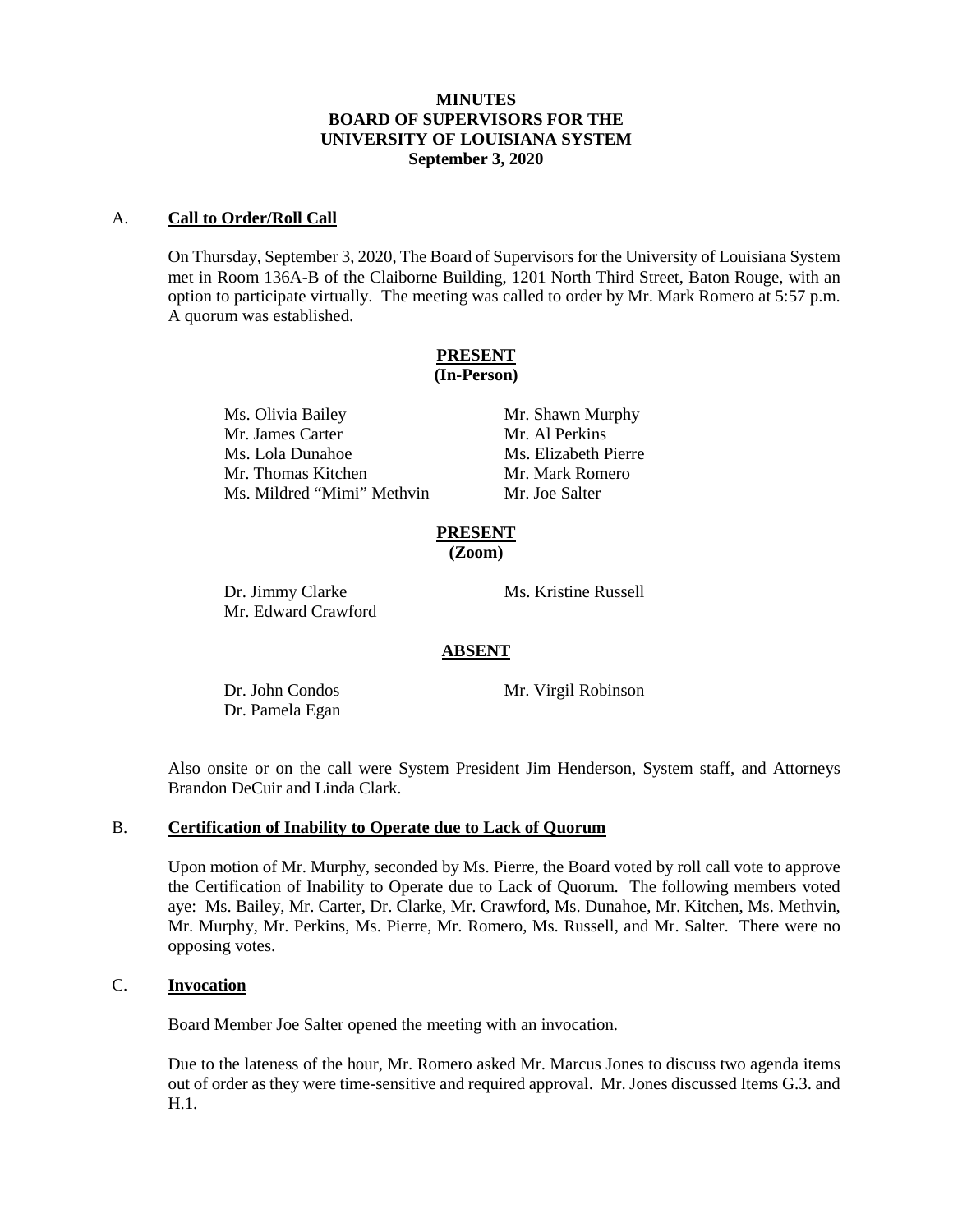**MINUTES**
**BOARD OF SUPERVISORS FOR THE**
**UNIVERSITY OF LOUISIANA SYSTEM**
**September 3, 2020**

## A. Call to Order/Roll Call

On Thursday, September 3, 2020, The Board of Supervisors for the University of Louisiana System met in Room 136A-B of the Claiborne Building, 1201 North Third Street, Baton Rouge, with an option to participate virtually. The meeting was called to order by Mr. Mark Romero at 5:57 p.m. A quorum was established.

**PRESENT**
**(In-Person)**

Ms. Olivia Bailey
Mr. James Carter
Ms. Lola Dunahoe
Mr. Thomas Kitchen
Ms. Mildred "Mimi" Methvin
Mr. Shawn Murphy
Mr. Al Perkins
Ms. Elizabeth Pierre
Mr. Mark Romero
Mr. Joe Salter

**PRESENT**
**(Zoom)**

Dr. Jimmy Clarke
Mr. Edward Crawford
Ms. Kristine Russell

**ABSENT**

Dr. John Condos
Dr. Pamela Egan
Mr. Virgil Robinson

Also onsite or on the call were System President Jim Henderson, System staff, and Attorneys Brandon DeCuir and Linda Clark.

## B. Certification of Inability to Operate due to Lack of Quorum

Upon motion of Mr. Murphy, seconded by Ms. Pierre, the Board voted by roll call vote to approve the Certification of Inability to Operate due to Lack of Quorum. The following members voted aye: Ms. Bailey, Mr. Carter, Dr. Clarke, Mr. Crawford, Ms. Dunahoe, Mr. Kitchen, Ms. Methvin, Mr. Murphy, Mr. Perkins, Ms. Pierre, Mr. Romero, Ms. Russell, and Mr. Salter. There were no opposing votes.

## C. Invocation

Board Member Joe Salter opened the meeting with an invocation.

Due to the lateness of the hour, Mr. Romero asked Mr. Marcus Jones to discuss two agenda items out of order as they were time-sensitive and required approval. Mr. Jones discussed Items G.3. and H.1.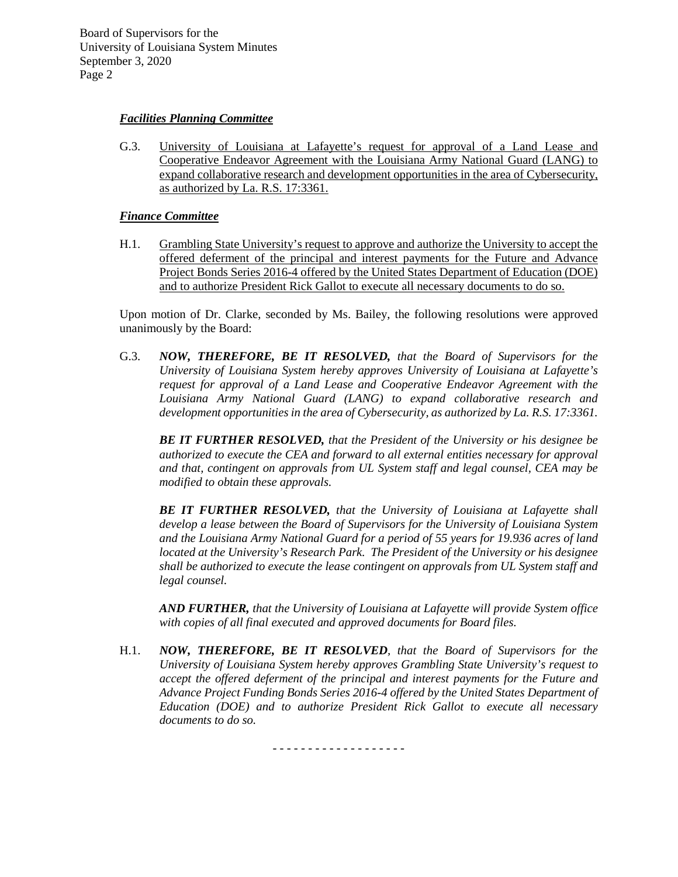***Facilities Planning Committee***

G.3. University of Louisiana at Lafayette's request for approval of a Land Lease and Cooperative Endeavor Agreement with the Louisiana Army National Guard (LANG) to expand collaborative research and development opportunities in the area of Cybersecurity, as authorized by La. R.S. 17:3361.

***Finance Committee***

H.1. Grambling State University's request to approve and authorize the University to accept the offered deferment of the principal and interest payments for the Future and Advance Project Bonds Series 2016-4 offered by the United States Department of Education (DOE) and to authorize President Rick Gallot to execute all necessary documents to do so.

Upon motion of Dr. Clarke, seconded by Ms. Bailey, the following resolutions were approved unanimously by the Board:

G.3. ***NOW, THEREFORE, BE IT RESOLVED,*** *that the Board of Supervisors for the University of Louisiana System hereby approves University of Louisiana at Lafayette's request for approval of a Land Lease and Cooperative Endeavor Agreement with the Louisiana Army National Guard (LANG) to expand collaborative research and development opportunities in the area of Cybersecurity, as authorized by La. R.S. 17:3361.*

***BE IT FURTHER RESOLVED,*** *that the President of the University or his designee be authorized to execute the CEA and forward to all external entities necessary for approval and that, contingent on approvals from UL System staff and legal counsel, CEA may be modified to obtain these approvals.*

***BE IT FURTHER RESOLVED,*** *that the University of Louisiana at Lafayette shall develop a lease between the Board of Supervisors for the University of Louisiana System and the Louisiana Army National Guard for a period of 55 years for 19.936 acres of land located at the University's Research Park. The President of the University or his designee shall be authorized to execute the lease contingent on approvals from UL System staff and legal counsel.*

***AND FURTHER,*** *that the University of Louisiana at Lafayette will provide System office with copies of all final executed and approved documents for Board files.*

H.1. ***NOW, THEREFORE, BE IT RESOLVED****, that the Board of Supervisors for the University of Louisiana System hereby approves Grambling State University's request to accept the offered deferment of the principal and interest payments for the Future and Advance Project Funding Bonds Series 2016-4 offered by the United States Department of Education (DOE) and to authorize President Rick Gallot to execute all necessary documents to do so.*

- - - - - - - - - - - - - - - - - -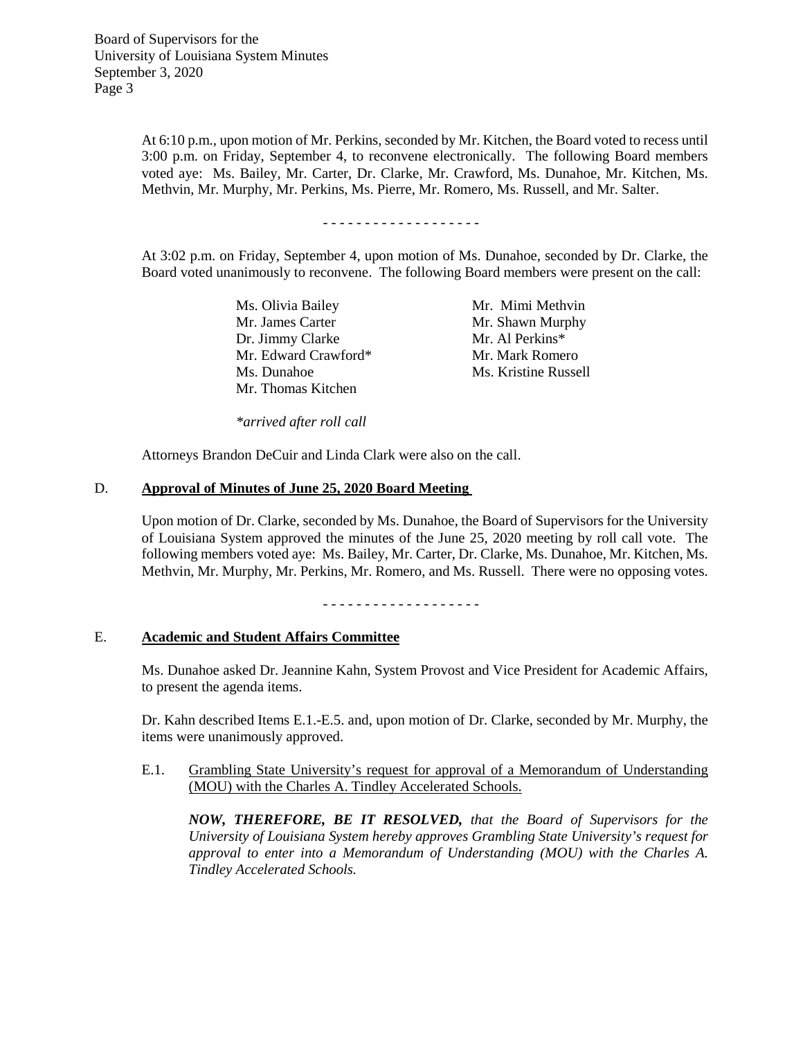At 6:10 p.m., upon motion of Mr. Perkins, seconded by Mr. Kitchen, the Board voted to recess until 3:00 p.m. on Friday, September 4, to reconvene electronically. The following Board members voted aye: Ms. Bailey, Mr. Carter, Dr. Clarke, Mr. Crawford, Ms. Dunahoe, Mr. Kitchen, Ms. Methvin, Mr. Murphy, Mr. Perkins, Ms. Pierre, Mr. Romero, Ms. Russell, and Mr. Salter.

\- - - - - - - - - - - - - - - - - - -

At 3:02 p.m. on Friday, September 4, upon motion of Ms. Dunahoe, seconded by Dr. Clarke, the Board voted unanimously to reconvene. The following Board members were present on the call:

Ms. Olivia Bailey
Mr. James Carter
Dr. Jimmy Clarke
Mr. Edward Crawford*
Ms. Dunahoe
Mr. Thomas Kitchen
Mr. Mimi Methvin
Mr. Shawn Murphy
Mr. Al Perkins*
Mr. Mark Romero
Ms. Kristine Russell

*\*arrived after roll call*

Attorneys Brandon DeCuir and Linda Clark were also on the call.

## D. Approval of Minutes of June 25, 2020 Board Meeting

Upon motion of Dr. Clarke, seconded by Ms. Dunahoe, the Board of Supervisors for the University of Louisiana System approved the minutes of the June 25, 2020 meeting by roll call vote. The following members voted aye: Ms. Bailey, Mr. Carter, Dr. Clarke, Ms. Dunahoe, Mr. Kitchen, Ms. Methvin, Mr. Murphy, Mr. Perkins, Mr. Romero, and Ms. Russell. There were no opposing votes.

\- - - - - - - - - - - - - - - - - - -

## E. Academic and Student Affairs Committee

Ms. Dunahoe asked Dr. Jeannine Kahn, System Provost and Vice President for Academic Affairs, to present the agenda items.

Dr. Kahn described Items E.1.-E.5. and, upon motion of Dr. Clarke, seconded by Mr. Murphy, the items were unanimously approved.

E.1. Grambling State University's request for approval of a Memorandum of Understanding (MOU) with the Charles A. Tindley Accelerated Schools.

***NOW, THEREFORE, BE IT RESOLVED,*** *that the Board of Supervisors for the University of Louisiana System hereby approves Grambling State University's request for approval to enter into a Memorandum of Understanding (MOU) with the Charles A. Tindley Accelerated Schools.*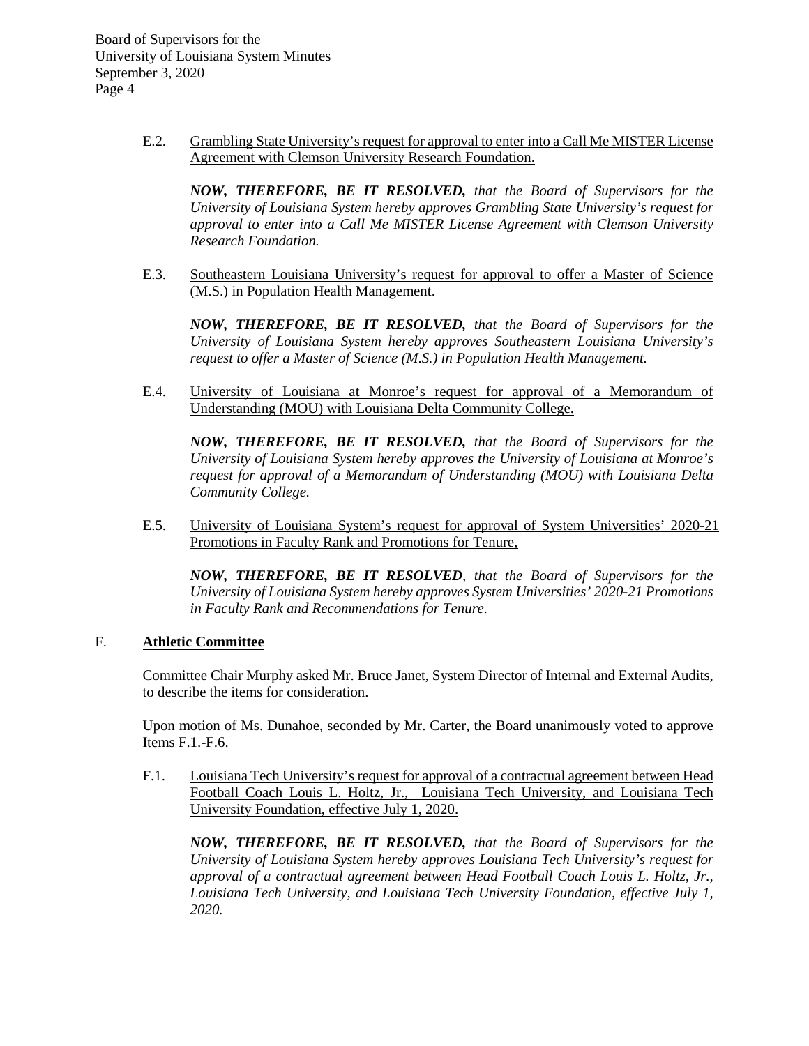E.2. <u>Grambling State University's request for approval to enter into a Call Me MISTER License Agreement with Clemson University Research Foundation.</u>

***NOW, THEREFORE, BE IT RESOLVED,*** *that the Board of Supervisors for the University of Louisiana System hereby approves Grambling State University's request for approval to enter into a Call Me MISTER License Agreement with Clemson University Research Foundation.*

E.3. <u>Southeastern Louisiana University's request for approval to offer a Master of Science (M.S.) in Population Health Management.</u>

***NOW, THEREFORE, BE IT RESOLVED,*** *that the Board of Supervisors for the University of Louisiana System hereby approves Southeastern Louisiana University's request to offer a Master of Science (M.S.) in Population Health Management.*

E.4. <u>University of Louisiana at Monroe's request for approval of a Memorandum of Understanding (MOU) with Louisiana Delta Community College.</u>

***NOW, THEREFORE, BE IT RESOLVED,*** *that the Board of Supervisors for the University of Louisiana System hereby approves the University of Louisiana at Monroe's request for approval of a Memorandum of Understanding (MOU) with Louisiana Delta Community College.*

E.5. <u>University of Louisiana System's request for approval of System Universities' 2020-21 Promotions in Faculty Rank and Promotions for Tenure,</u>

***NOW, THEREFORE, BE IT RESOLVED****, that the Board of Supervisors for the University of Louisiana System hereby approves System Universities' 2020-21 Promotions in Faculty Rank and Recommendations for Tenure.*

## F. <u>**Athletic Committee**</u>

Committee Chair Murphy asked Mr. Bruce Janet, System Director of Internal and External Audits, to describe the items for consideration.

Upon motion of Ms. Dunahoe, seconded by Mr. Carter, the Board unanimously voted to approve Items F.1.-F.6.

F.1. <u>Louisiana Tech University's request for approval of a contractual agreement between Head Football Coach Louis L. Holtz, Jr., Louisiana Tech University, and Louisiana Tech University Foundation, effective July 1, 2020.</u>

***NOW, THEREFORE, BE IT RESOLVED,*** *that the Board of Supervisors for the University of Louisiana System hereby approves Louisiana Tech University's request for approval of a contractual agreement between Head Football Coach Louis L. Holtz, Jr., Louisiana Tech University, and Louisiana Tech University Foundation, effective July 1, 2020.*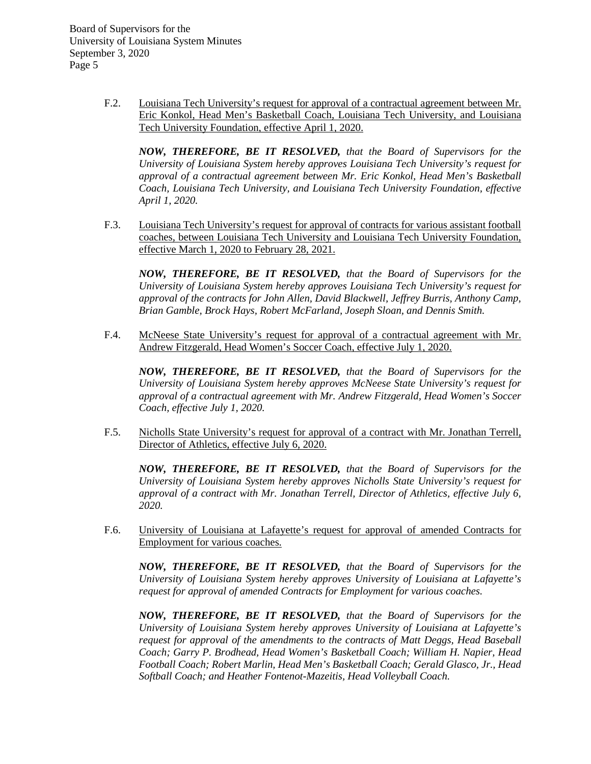F.2. <u>Louisiana Tech University's request for approval of a contractual agreement between Mr. Eric Konkol, Head Men's Basketball Coach, Louisiana Tech University, and Louisiana Tech University Foundation, effective April 1, 2020.</u>

***NOW, THEREFORE, BE IT RESOLVED,*** *that the Board of Supervisors for the University of Louisiana System hereby approves Louisiana Tech University's request for approval of a contractual agreement between Mr. Eric Konkol, Head Men's Basketball Coach, Louisiana Tech University, and Louisiana Tech University Foundation, effective April 1, 2020.*

F.3. <u>Louisiana Tech University's request for approval of contracts for various assistant football coaches, between Louisiana Tech University and Louisiana Tech University Foundation, effective March 1, 2020 to February 28, 2021.</u>

***NOW, THEREFORE, BE IT RESOLVED,*** *that the Board of Supervisors for the University of Louisiana System hereby approves Louisiana Tech University's request for approval of the contracts for John Allen, David Blackwell, Jeffrey Burris, Anthony Camp, Brian Gamble, Brock Hays, Robert McFarland, Joseph Sloan, and Dennis Smith.*

F.4. <u>McNeese State University's request for approval of a contractual agreement with Mr. Andrew Fitzgerald, Head Women's Soccer Coach, effective July 1, 2020.</u>

***NOW, THEREFORE, BE IT RESOLVED,*** *that the Board of Supervisors for the University of Louisiana System hereby approves McNeese State University's request for approval of a contractual agreement with Mr. Andrew Fitzgerald, Head Women's Soccer Coach, effective July 1, 2020.*

F.5. <u>Nicholls State University's request for approval of a contract with Mr. Jonathan Terrell, Director of Athletics, effective July 6, 2020.</u>

***NOW, THEREFORE, BE IT RESOLVED,*** *that the Board of Supervisors for the University of Louisiana System hereby approves Nicholls State University's request for approval of a contract with Mr. Jonathan Terrell, Director of Athletics, effective July 6, 2020.*

F.6. <u>University of Louisiana at Lafayette's request for approval of amended Contracts for Employment for various coaches.</u>

***NOW, THEREFORE, BE IT RESOLVED,*** *that the Board of Supervisors for the University of Louisiana System hereby approves University of Louisiana at Lafayette's request for approval of amended Contracts for Employment for various coaches.*

***NOW, THEREFORE, BE IT RESOLVED,*** *that the Board of Supervisors for the University of Louisiana System hereby approves University of Louisiana at Lafayette's request for approval of the amendments to the contracts of Matt Deggs, Head Baseball Coach; Garry P. Brodhead, Head Women's Basketball Coach; William H. Napier, Head Football Coach; Robert Marlin, Head Men's Basketball Coach; Gerald Glasco, Jr., Head Softball Coach; and Heather Fontenot-Mazeitis, Head Volleyball Coach.*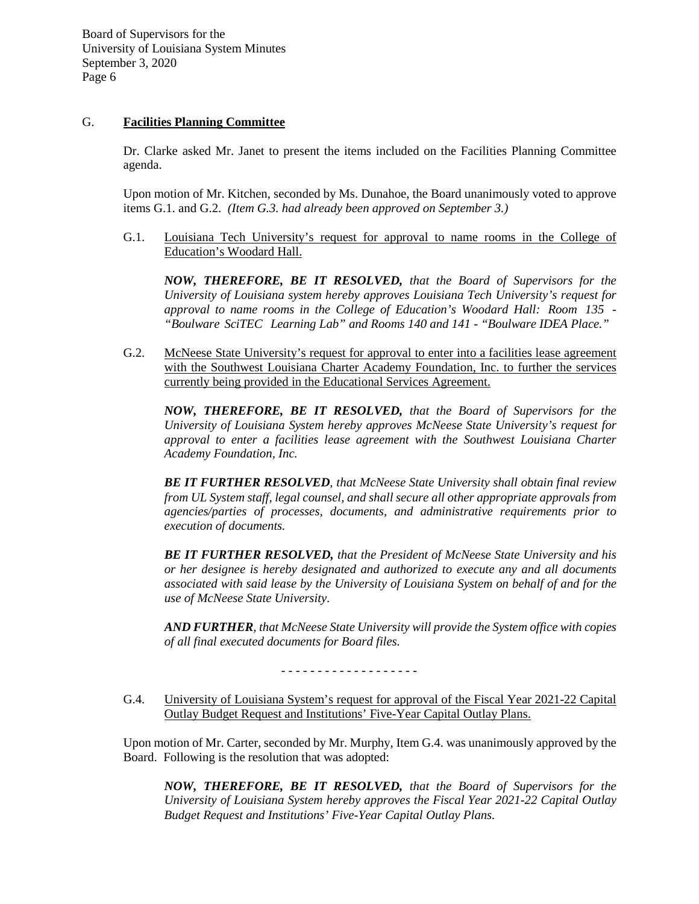G. **<u>Facilities Planning Committee</u>**

Dr. Clarke asked Mr. Janet to present the items included on the Facilities Planning Committee agenda.

Upon motion of Mr. Kitchen, seconded by Ms. Dunahoe, the Board unanimously voted to approve items G.1. and G.2. *(Item G.3. had already been approved on September 3.)*

G.1. <u>Louisiana Tech University's request for approval to name rooms in the College of Education's Woodard Hall.</u>

***NOW, THEREFORE, BE IT RESOLVED,*** *that the Board of Supervisors for the University of Louisiana system hereby approves Louisiana Tech University's request for approval to name rooms in the College of Education's Woodard Hall: Room 135 - "Boulware SciTEC Learning Lab" and Rooms 140 and 141 - "Boulware IDEA Place."*

G.2. <u>McNeese State University's request for approval to enter into a facilities lease agreement with the Southwest Louisiana Charter Academy Foundation, Inc. to further the services currently being provided in the Educational Services Agreement.</u>

***NOW, THEREFORE, BE IT RESOLVED,*** *that the Board of Supervisors for the University of Louisiana System hereby approves McNeese State University's request for approval to enter a facilities lease agreement with the Southwest Louisiana Charter Academy Foundation, Inc.*

***BE IT FURTHER RESOLVED****, that McNeese State University shall obtain final review from UL System staff, legal counsel, and shall secure all other appropriate approvals from agencies/parties of processes, documents, and administrative requirements prior to execution of documents.*

***BE IT FURTHER RESOLVED,*** *that the President of McNeese State University and his or her designee is hereby designated and authorized to execute any and all documents associated with said lease by the University of Louisiana System on behalf of and for the use of McNeese State University.*

***AND FURTHER****, that McNeese State University will provide the System office with copies of all final executed documents for Board files.*

\- - - - - - - - - - - - - - - - - -

G.4. <u>University of Louisiana System's request for approval of the Fiscal Year 2021-22 Capital Outlay Budget Request and Institutions' Five-Year Capital Outlay Plans.</u>

Upon motion of Mr. Carter, seconded by Mr. Murphy, Item G.4. was unanimously approved by the Board. Following is the resolution that was adopted:

***NOW, THEREFORE, BE IT RESOLVED,*** *that the Board of Supervisors for the University of Louisiana System hereby approves the Fiscal Year 2021-22 Capital Outlay Budget Request and Institutions' Five-Year Capital Outlay Plans.*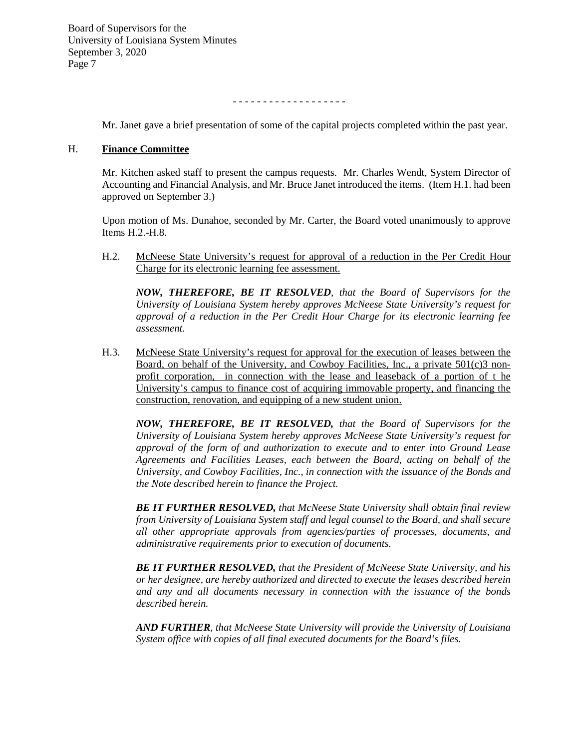- - - - - - - - - - - - - - - - - - -

Mr. Janet gave a brief presentation of some of the capital projects completed within the past year.

H. **Finance Committee**

Mr. Kitchen asked staff to present the campus requests. Mr. Charles Wendt, System Director of Accounting and Financial Analysis, and Mr. Bruce Janet introduced the items. (Item H.1. had been approved on September 3.)

Upon motion of Ms. Dunahoe, seconded by Mr. Carter, the Board voted unanimously to approve Items H.2.-H.8.

H.2. McNeese State University's request for approval of a reduction in the Per Credit Hour Charge for its electronic learning fee assessment.

***NOW, THEREFORE, BE IT RESOLVED****, that the Board of Supervisors for the University of Louisiana System hereby approves McNeese State University's request for approval of a reduction in the Per Credit Hour Charge for its electronic learning fee assessment.*

H.3. McNeese State University's request for approval for the execution of leases between the Board, on behalf of the University, and Cowboy Facilities, Inc., a private 501(c)3 non-profit corporation, in connection with the lease and leaseback of a portion of t he University's campus to finance cost of acquiring immovable property, and financing the construction, renovation, and equipping of a new student union.

***NOW, THEREFORE, BE IT RESOLVED,*** *that the Board of Supervisors for the University of Louisiana System hereby approves McNeese State University's request for approval of the form of and authorization to execute and to enter into Ground Lease Agreements and Facilities Leases, each between the Board, acting on behalf of the University, and Cowboy Facilities, Inc., in connection with the issuance of the Bonds and the Note described herein to finance the Project.*

***BE IT FURTHER RESOLVED,*** *that McNeese State University shall obtain final review from University of Louisiana System staff and legal counsel to the Board, and shall secure all other appropriate approvals from agencies/parties of processes, documents, and administrative requirements prior to execution of documents.*

***BE IT FURTHER RESOLVED,*** *that the President of McNeese State University, and his or her designee, are hereby authorized and directed to execute the leases described herein and any and all documents necessary in connection with the issuance of the bonds described herein.*

***AND FURTHER****, that McNeese State University will provide the University of Louisiana System office with copies of all final executed documents for the Board's files.*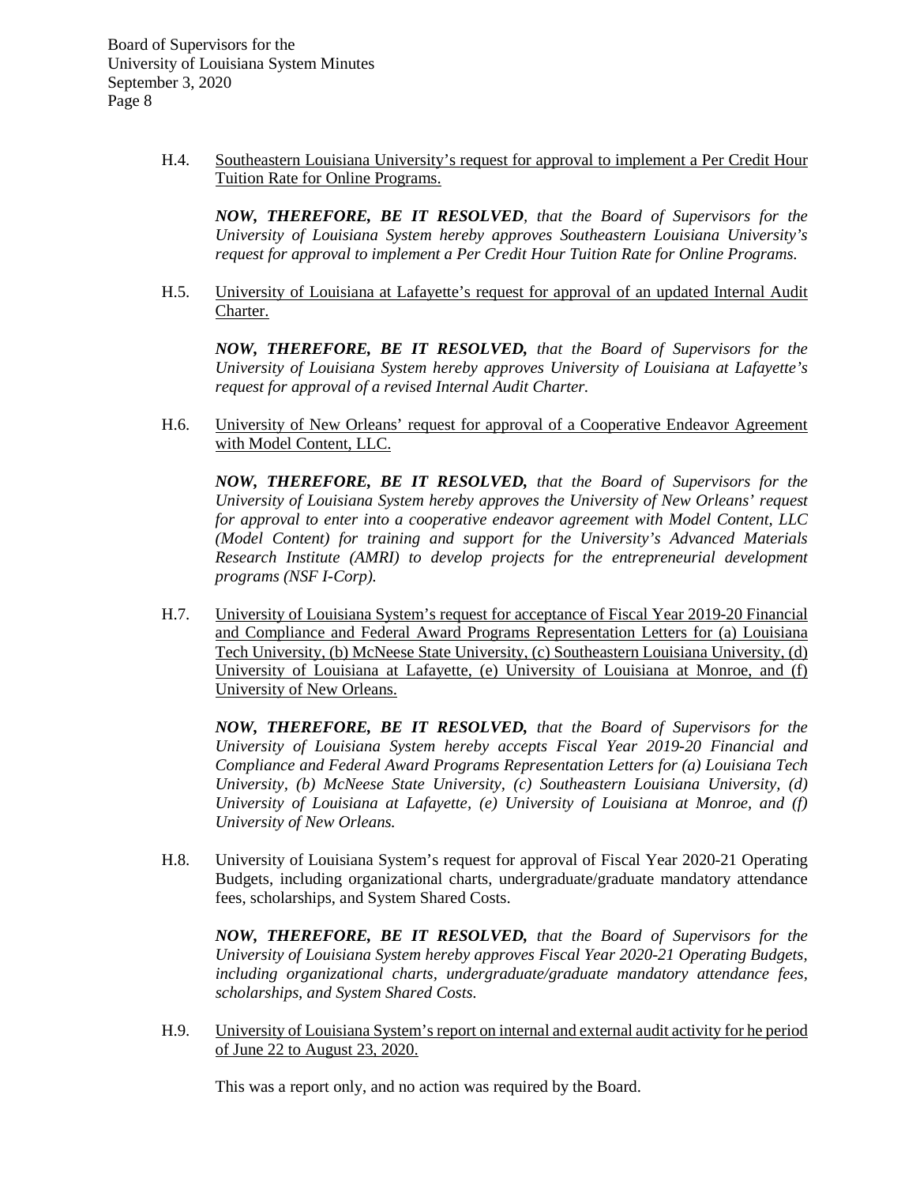H.4. Southeastern Louisiana University's request for approval to implement a Per Credit Hour Tuition Rate for Online Programs.

***NOW, THEREFORE, BE IT RESOLVED****, that the Board of Supervisors for the University of Louisiana System hereby approves Southeastern Louisiana University's request for approval to implement a Per Credit Hour Tuition Rate for Online Programs.*

H.5. University of Louisiana at Lafayette's request for approval of an updated Internal Audit Charter.

***NOW, THEREFORE, BE IT RESOLVED,*** *that the Board of Supervisors for the University of Louisiana System hereby approves University of Louisiana at Lafayette's request for approval of a revised Internal Audit Charter.*

H.6. University of New Orleans' request for approval of a Cooperative Endeavor Agreement with Model Content, LLC.

***NOW, THEREFORE, BE IT RESOLVED,*** *that the Board of Supervisors for the University of Louisiana System hereby approves the University of New Orleans' request for approval to enter into a cooperative endeavor agreement with Model Content, LLC (Model Content) for training and support for the University's Advanced Materials Research Institute (AMRI) to develop projects for the entrepreneurial development programs (NSF I-Corp).*

H.7. University of Louisiana System's request for acceptance of Fiscal Year 2019-20 Financial and Compliance and Federal Award Programs Representation Letters for (a) Louisiana Tech University, (b) McNeese State University, (c) Southeastern Louisiana University, (d) University of Louisiana at Lafayette, (e) University of Louisiana at Monroe, and (f) University of New Orleans.

***NOW, THEREFORE, BE IT RESOLVED,*** *that the Board of Supervisors for the University of Louisiana System hereby accepts Fiscal Year 2019-20 Financial and Compliance and Federal Award Programs Representation Letters for (a) Louisiana Tech University, (b) McNeese State University, (c) Southeastern Louisiana University, (d) University of Louisiana at Lafayette, (e) University of Louisiana at Monroe, and (f) University of New Orleans.*

H.8. University of Louisiana System's request for approval of Fiscal Year 2020-21 Operating Budgets, including organizational charts, undergraduate/graduate mandatory attendance fees, scholarships, and System Shared Costs.

***NOW, THEREFORE, BE IT RESOLVED,*** *that the Board of Supervisors for the University of Louisiana System hereby approves Fiscal Year 2020-21 Operating Budgets, including organizational charts, undergraduate/graduate mandatory attendance fees, scholarships, and System Shared Costs.*

H.9. University of Louisiana System's report on internal and external audit activity for he period of June 22 to August 23, 2020.

This was a report only, and no action was required by the Board.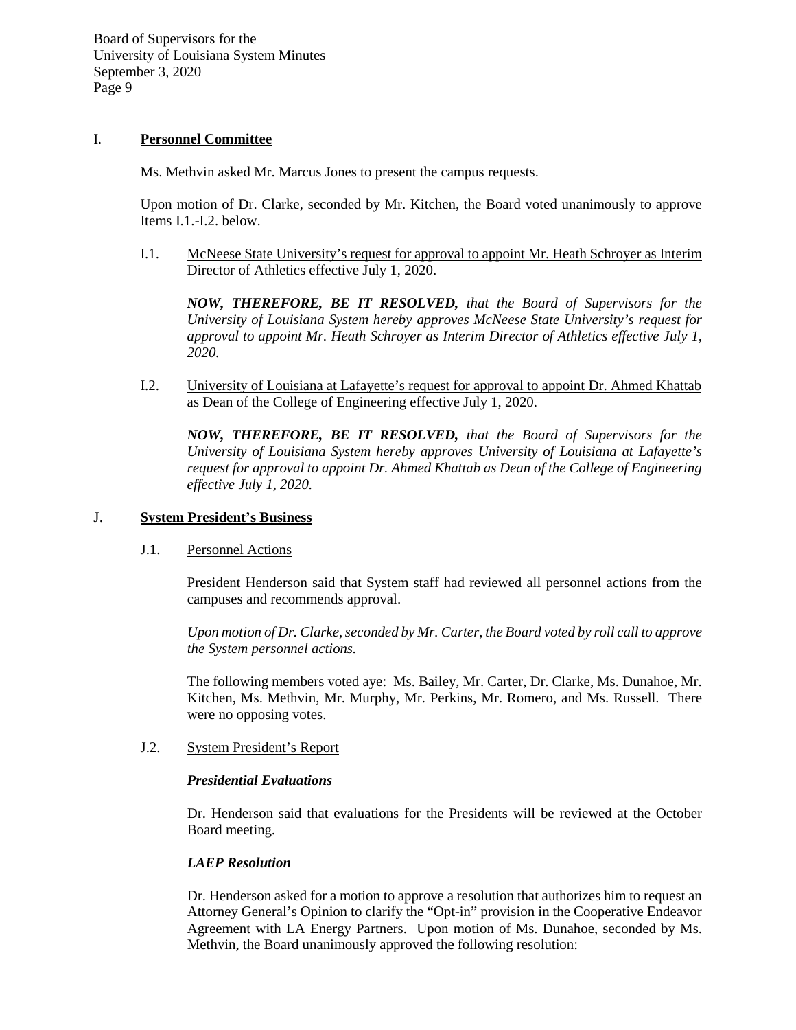## I. **Personnel Committee**

Ms. Methvin asked Mr. Marcus Jones to present the campus requests.

Upon motion of Dr. Clarke, seconded by Mr. Kitchen, the Board voted unanimously to approve Items I.1.-I.2. below.

I.1. McNeese State University's request for approval to appoint Mr. Heath Schroyer as Interim Director of Athletics effective July 1, 2020.

***NOW, THEREFORE, BE IT RESOLVED,*** *that the Board of Supervisors for the University of Louisiana System hereby approves McNeese State University's request for approval to appoint Mr. Heath Schroyer as Interim Director of Athletics effective July 1, 2020.*

I.2. University of Louisiana at Lafayette's request for approval to appoint Dr. Ahmed Khattab as Dean of the College of Engineering effective July 1, 2020.

***NOW, THEREFORE, BE IT RESOLVED,*** *that the Board of Supervisors for the University of Louisiana System hereby approves University of Louisiana at Lafayette's request for approval to appoint Dr. Ahmed Khattab as Dean of the College of Engineering effective July 1, 2020.*

## J. **System President's Business**

J.1. Personnel Actions

President Henderson said that System staff had reviewed all personnel actions from the campuses and recommends approval.

*Upon motion of Dr. Clarke, seconded by Mr. Carter, the Board voted by roll call to approve the System personnel actions.*

The following members voted aye: Ms. Bailey, Mr. Carter, Dr. Clarke, Ms. Dunahoe, Mr. Kitchen, Ms. Methvin, Mr. Murphy, Mr. Perkins, Mr. Romero, and Ms. Russell. There were no opposing votes.

J.2. System President's Report

***Presidential Evaluations***

Dr. Henderson said that evaluations for the Presidents will be reviewed at the October Board meeting.

***LAEP Resolution***

Dr. Henderson asked for a motion to approve a resolution that authorizes him to request an Attorney General's Opinion to clarify the "Opt-in" provision in the Cooperative Endeavor Agreement with LA Energy Partners. Upon motion of Ms. Dunahoe, seconded by Ms. Methvin, the Board unanimously approved the following resolution: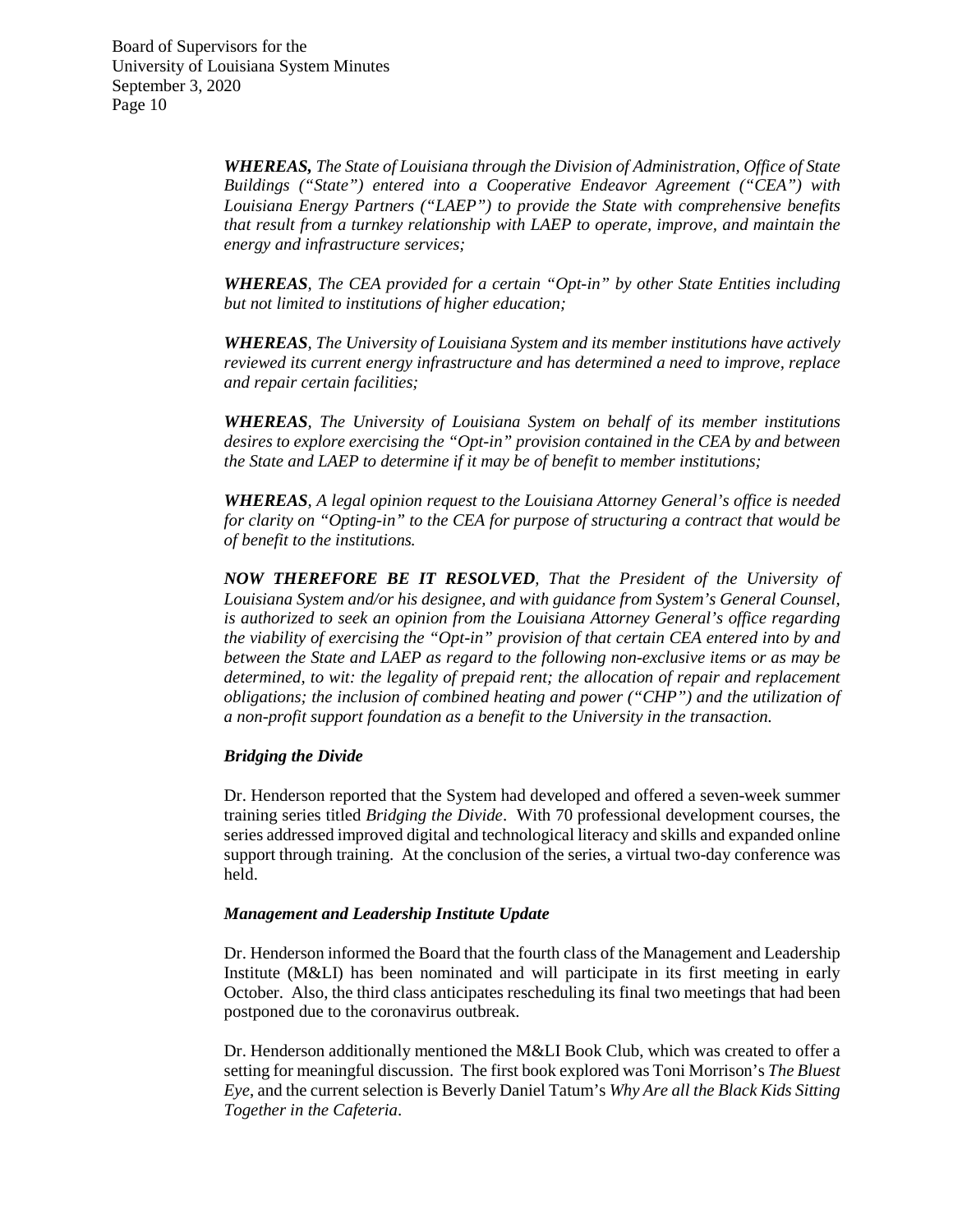***WHEREAS,*** *The State of Louisiana through the Division of Administration, Office of State Buildings ("State") entered into a Cooperative Endeavor Agreement ("CEA") with Louisiana Energy Partners ("LAEP") to provide the State with comprehensive benefits that result from a turnkey relationship with LAEP to operate, improve, and maintain the energy and infrastructure services;*

***WHEREAS****, The CEA provided for a certain "Opt-in" by other State Entities including but not limited to institutions of higher education;*

***WHEREAS****, The University of Louisiana System and its member institutions have actively reviewed its current energy infrastructure and has determined a need to improve, replace and repair certain facilities;*

***WHEREAS****, The University of Louisiana System on behalf of its member institutions desires to explore exercising the "Opt-in" provision contained in the CEA by and between the State and LAEP to determine if it may be of benefit to member institutions;*

***WHEREAS****, A legal opinion request to the Louisiana Attorney General's office is needed for clarity on "Opting-in" to the CEA for purpose of structuring a contract that would be of benefit to the institutions.*

***NOW THEREFORE BE IT RESOLVED****, That the President of the University of Louisiana System and/or his designee, and with guidance from System's General Counsel, is authorized to seek an opinion from the Louisiana Attorney General's office regarding the viability of exercising the "Opt-in" provision of that certain CEA entered into by and between the State and LAEP as regard to the following non-exclusive items or as may be determined, to wit: the legality of prepaid rent; the allocation of repair and replacement obligations; the inclusion of combined heating and power ("CHP") and the utilization of a non-profit support foundation as a benefit to the University in the transaction.*

***Bridging the Divide***

Dr. Henderson reported that the System had developed and offered a seven-week summer training series titled *Bridging the Divide*. With 70 professional development courses, the series addressed improved digital and technological literacy and skills and expanded online support through training. At the conclusion of the series, a virtual two-day conference was held.

***Management and Leadership Institute Update***

Dr. Henderson informed the Board that the fourth class of the Management and Leadership Institute (M&LI) has been nominated and will participate in its first meeting in early October. Also, the third class anticipates rescheduling its final two meetings that had been postponed due to the coronavirus outbreak.

Dr. Henderson additionally mentioned the M&LI Book Club, which was created to offer a setting for meaningful discussion. The first book explored was Toni Morrison's *The Bluest Eye*, and the current selection is Beverly Daniel Tatum's *Why Are all the Black Kids Sitting Together in the Cafeteria*.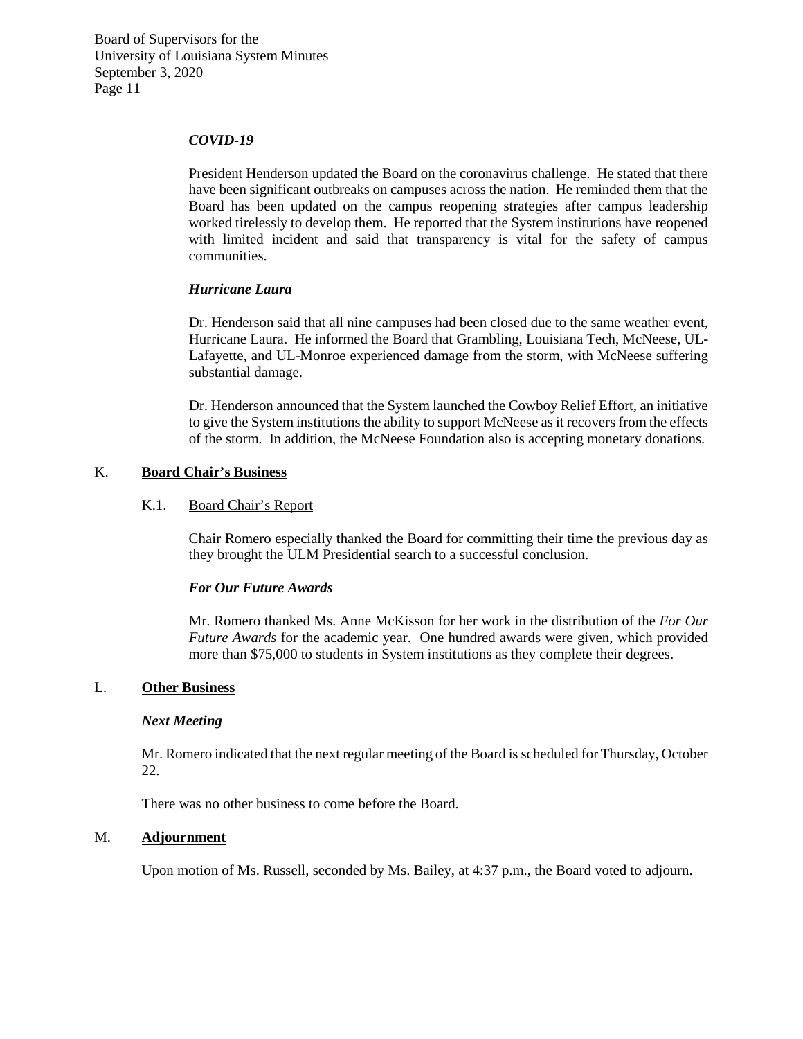***COVID-19***

President Henderson updated the Board on the coronavirus challenge. He stated that there have been significant outbreaks on campuses across the nation. He reminded them that the Board has been updated on the campus reopening strategies after campus leadership worked tirelessly to develop them. He reported that the System institutions have reopened with limited incident and said that transparency is vital for the safety of campus communities.

***Hurricane Laura***

Dr. Henderson said that all nine campuses had been closed due to the same weather event, Hurricane Laura. He informed the Board that Grambling, Louisiana Tech, McNeese, UL-Lafayette, and UL-Monroe experienced damage from the storm, with McNeese suffering substantial damage.

Dr. Henderson announced that the System launched the Cowboy Relief Effort, an initiative to give the System institutions the ability to support McNeese as it recovers from the effects of the storm. In addition, the McNeese Foundation also is accepting monetary donations.

## K. **Board Chair's Business**

### K.1. Board Chair's Report

Chair Romero especially thanked the Board for committing their time the previous day as they brought the ULM Presidential search to a successful conclusion.

***For Our Future Awards***

Mr. Romero thanked Ms. Anne McKisson for her work in the distribution of the *For Our Future Awards* for the academic year. One hundred awards were given, which provided more than $75,000 to students in System institutions as they complete their degrees.

## L. **Other Business**

***Next Meeting***

Mr. Romero indicated that the next regular meeting of the Board is scheduled for Thursday, October 22.

There was no other business to come before the Board.

## M. **Adjournment**

Upon motion of Ms. Russell, seconded by Ms. Bailey, at 4:37 p.m., the Board voted to adjourn.